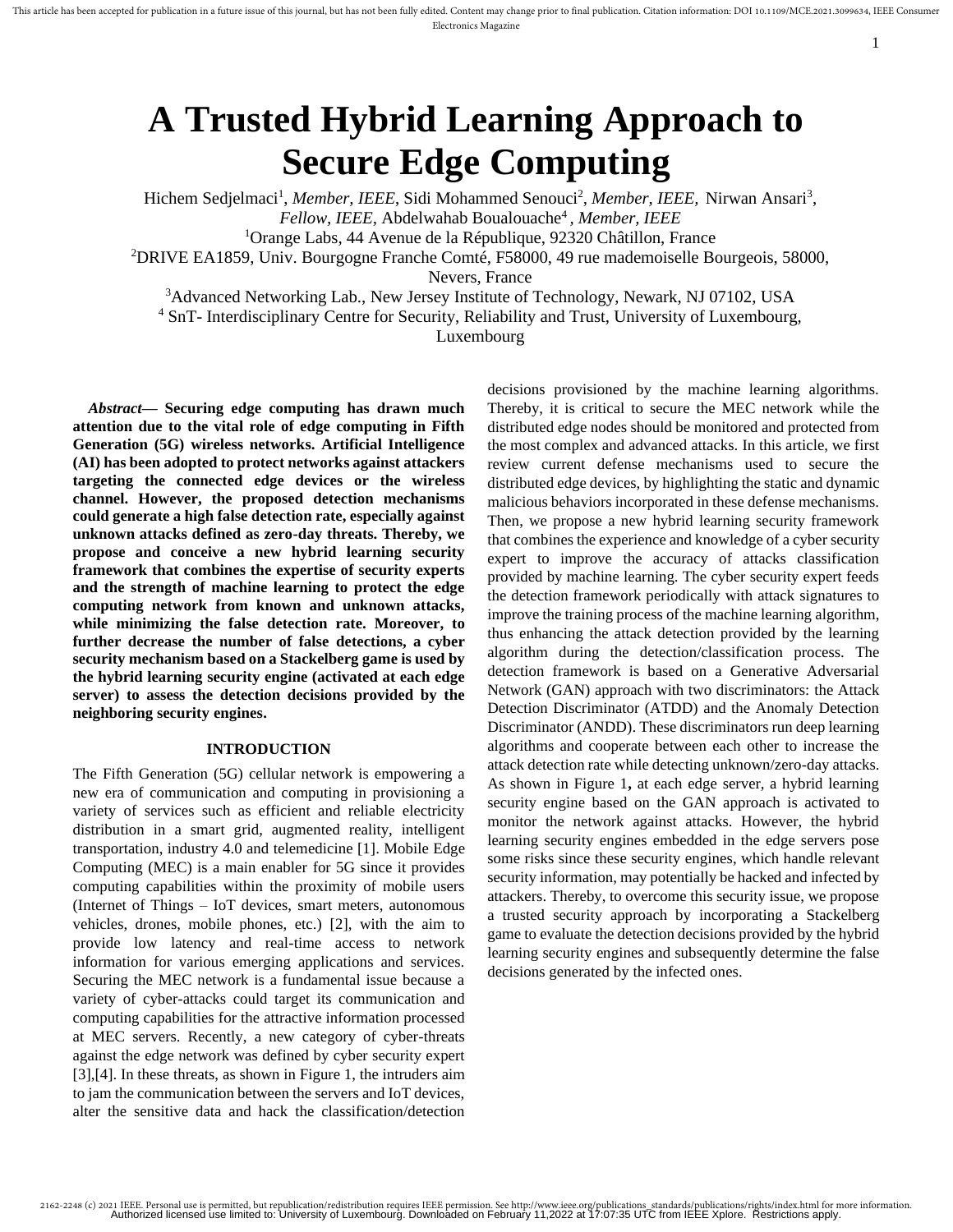# A Trusted Hybrid Learning Approach to Secure Edge Computing

Hichem Sedjelmaci[1], *Member, IEEE*, Sidi Mohammed Senouci[2], *Member, IEEE*, Nirwan Ansari[3], *Fellow, IEEE*, Abdelwahab Boualouache[4], *Member, IEEE*

[1]Orange Labs, 44 Avenue de la République, 92320 Châtillon, France

[2]DRIVE EA1859, Univ. Bourgogne Franche Comté, F58000, 49 rue mademoiselle Bourgeois, 58000, Nevers, France

[3]Advanced Networking Lab., New Jersey Institute of Technology, Newark, NJ 07102, USA

[4] SnT- Interdisciplinary Centre for Security, Reliability and Trust, University of Luxembourg, Luxembourg

***Abstract*— Securing edge computing has drawn much attention due to the vital role of edge computing in Fifth Generation (5G) wireless networks. Artificial Intelligence (AI) has been adopted to protect networks against attackers targeting the connected edge devices or the wireless channel. However, the proposed detection mechanisms could generate a high false detection rate, especially against unknown attacks defined as zero-day threats. Thereby, we propose and conceive a new hybrid learning security framework that combines the expertise of security experts and the strength of machine learning to protect the edge computing network from known and unknown attacks, while minimizing the false detection rate. Moreover, to further decrease the number of false detections, a cyber security mechanism based on a Stackelberg game is used by the hybrid learning security engine (activated at each edge server) to assess the detection decisions provided by the neighboring security engines.**

## INTRODUCTION

The Fifth Generation (5G) cellular network is empowering a new era of communication and computing in provisioning a variety of services such as efficient and reliable electricity distribution in a smart grid, augmented reality, intelligent transportation, industry 4.0 and telemedicine [1]. Mobile Edge Computing (MEC) is a main enabler for 5G since it provides computing capabilities within the proximity of mobile users (Internet of Things – IoT devices, smart meters, autonomous vehicles, drones, mobile phones, etc.) [2], with the aim to provide low latency and real-time access to network information for various emerging applications and services. Securing the MEC network is a fundamental issue because a variety of cyber-attacks could target its communication and computing capabilities for the attractive information processed at MEC servers. Recently, a new category of cyber-threats against the edge network was defined by cyber security expert [3],[4]. In these threats, as shown in Figure 1, the intruders aim to jam the communication between the servers and IoT devices, alter the sensitive data and hack the classification/detection decisions provisioned by the machine learning algorithms. Thereby, it is critical to secure the MEC network while the distributed edge nodes should be monitored and protected from the most complex and advanced attacks. In this article, we first review current defense mechanisms used to secure the distributed edge devices, by highlighting the static and dynamic malicious behaviors incorporated in these defense mechanisms. Then, we propose a new hybrid learning security framework that combines the experience and knowledge of a cyber security expert to improve the accuracy of attacks classification provided by machine learning. The cyber security expert feeds the detection framework periodically with attack signatures to improve the training process of the machine learning algorithm, thus enhancing the attack detection provided by the learning algorithm during the detection/classification process. The detection framework is based on a Generative Adversarial Network (GAN) approach with two discriminators: the Attack Detection Discriminator (ATDD) and the Anomaly Detection Discriminator (ANDD). These discriminators run deep learning algorithms and cooperate between each other to increase the attack detection rate while detecting unknown/zero-day attacks. As shown in Figure 1**,** at each edge server, a hybrid learning security engine based on the GAN approach is activated to monitor the network against attacks. However, the hybrid learning security engines embedded in the edge servers pose some risks since these security engines, which handle relevant security information, may potentially be hacked and infected by attackers. Thereby, to overcome this security issue, we propose a trusted security approach by incorporating a Stackelberg game to evaluate the detection decisions provided by the hybrid learning security engines and subsequently determine the false decisions generated by the infected ones.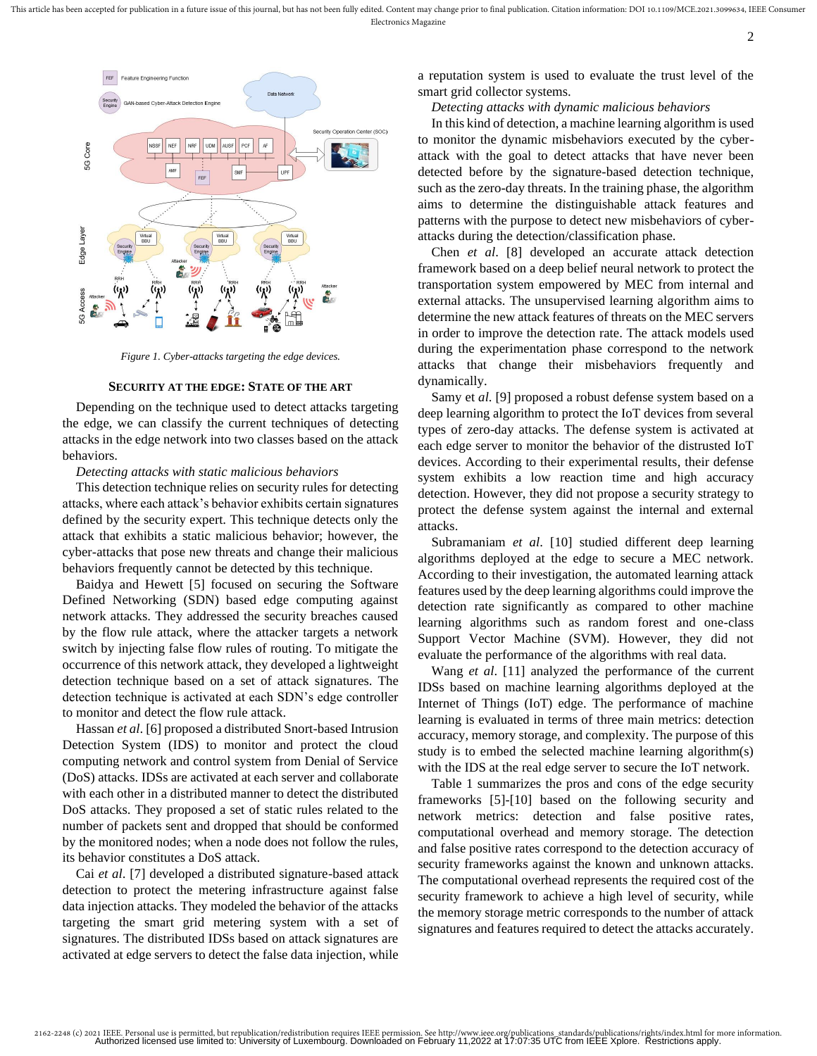Figure 1. Cyber-attacks targeting the edge devices.

## SECURITY AT THE EDGE: STATE OF THE ART

Depending on the technique used to detect attacks targeting the edge, we can classify the current techniques of detecting attacks in the edge network into two classes based on the attack behaviors.

*Detecting attacks with static malicious behaviors*

This detection technique relies on security rules for detecting attacks, where each attack's behavior exhibits certain signatures defined by the security expert. This technique detects only the attack that exhibits a static malicious behavior; however, the cyber-attacks that pose new threats and change their malicious behaviors frequently cannot be detected by this technique.

Baidya and Hewett [5] focused on securing the Software Defined Networking (SDN) based edge computing against network attacks. They addressed the security breaches caused by the flow rule attack, where the attacker targets a network switch by injecting false flow rules of routing. To mitigate the occurrence of this network attack, they developed a lightweight detection technique based on a set of attack signatures. The detection technique is activated at each SDN's edge controller to monitor and detect the flow rule attack.

Hassan *et al*. [6] proposed a distributed Snort-based Intrusion Detection System (IDS) to monitor and protect the cloud computing network and control system from Denial of Service (DoS) attacks. IDSs are activated at each server and collaborate with each other in a distributed manner to detect the distributed DoS attacks. They proposed a set of static rules related to the number of packets sent and dropped that should be conformed by the monitored nodes; when a node does not follow the rules, its behavior constitutes a DoS attack.

Cai *et al*. [7] developed a distributed signature-based attack detection to protect the metering infrastructure against false data injection attacks. They modeled the behavior of the attacks targeting the smart grid metering system with a set of signatures. The distributed IDSs based on attack signatures are activated at edge servers to detect the false data injection, while a reputation system is used to evaluate the trust level of the smart grid collector systems.

*Detecting attacks with dynamic malicious behaviors*

In this kind of detection, a machine learning algorithm is used to monitor the dynamic misbehaviors executed by the cyber-attack with the goal to detect attacks that have never been detected before by the signature-based detection technique, such as the zero-day threats. In the training phase, the algorithm aims to determine the distinguishable attack features and patterns with the purpose to detect new misbehaviors of cyber-attacks during the detection/classification phase.

Chen *et al.* [8] developed an accurate attack detection framework based on a deep belief neural network to protect the transportation system empowered by MEC from internal and external attacks. The unsupervised learning algorithm aims to determine the new attack features of threats on the MEC servers in order to improve the detection rate. The attack models used during the experimentation phase correspond to the network attacks that change their misbehaviors frequently and dynamically.

Samy et *al.* [9] proposed a robust defense system based on a deep learning algorithm to protect the IoT devices from several types of zero-day attacks. The defense system is activated at each edge server to monitor the behavior of the distrusted IoT devices. According to their experimental results, their defense system exhibits a low reaction time and high accuracy detection. However, they did not propose a security strategy to protect the defense system against the internal and external attacks.

Subramaniam *et al*. [10] studied different deep learning algorithms deployed at the edge to secure a MEC network. According to their investigation, the automated learning attack features used by the deep learning algorithms could improve the detection rate significantly as compared to other machine learning algorithms such as random forest and one-class Support Vector Machine (SVM). However, they did not evaluate the performance of the algorithms with real data.

Wang *et al.* [11] analyzed the performance of the current IDSs based on machine learning algorithms deployed at the Internet of Things (IoT) edge. The performance of machine learning is evaluated in terms of three main metrics: detection accuracy, memory storage, and complexity. The purpose of this study is to embed the selected machine learning algorithm(s) with the IDS at the real edge server to secure the IoT network.

Table 1 summarizes the pros and cons of the edge security frameworks [5]-[10] based on the following security and network metrics: detection and false positive rates, computational overhead and memory storage. The detection and false positive rates correspond to the detection accuracy of security frameworks against the known and unknown attacks. The computational overhead represents the required cost of the security framework to achieve a high level of security, while the memory storage metric corresponds to the number of attack signatures and features required to detect the attacks accurately.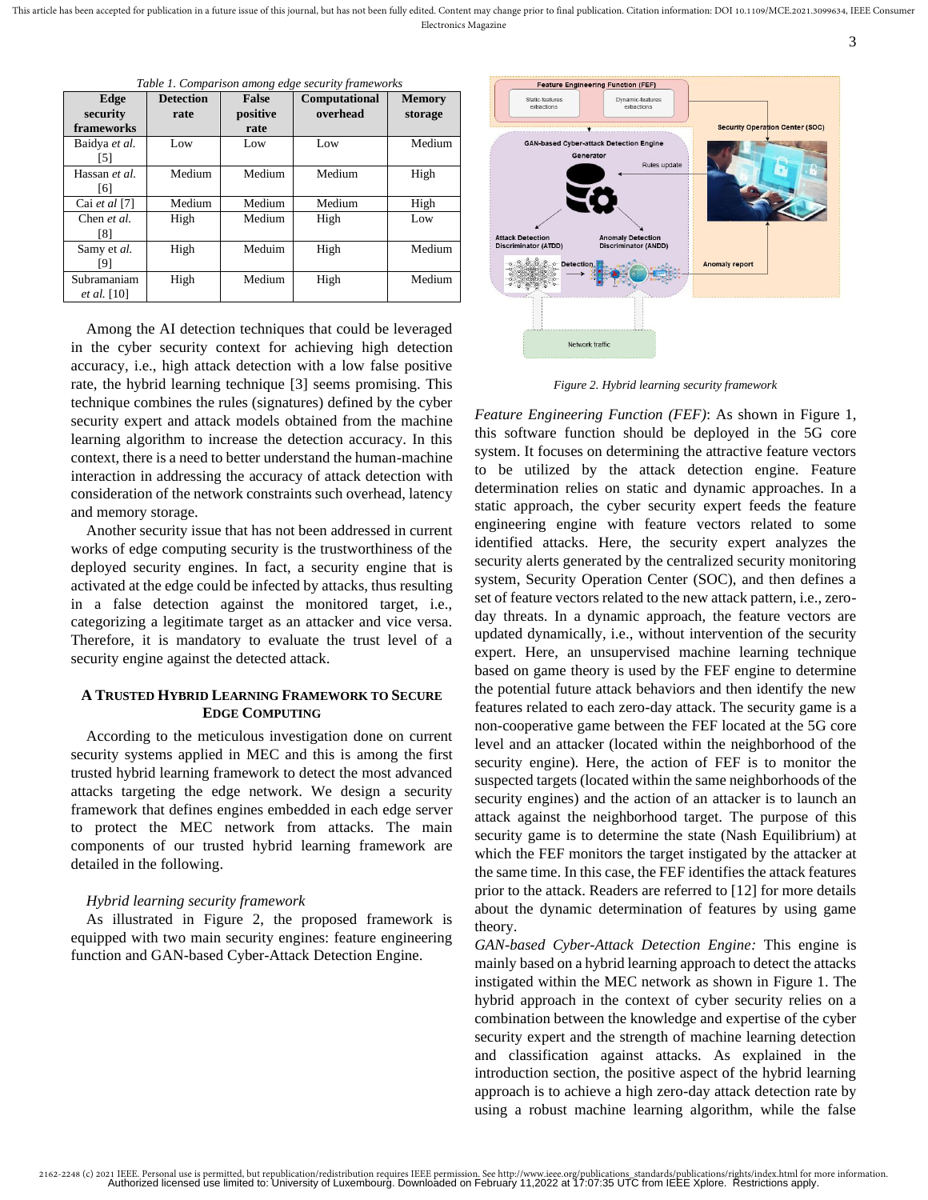Table 1. Comparison among edge security frameworks

| Edge security frameworks | Detection rate | False positive rate | Computational overhead | Memory storage |
|---|---|---|---|---|
| Baidya *et al.* [5] | Low | Low | Low | Medium |
| Hassan *et al.* [6] | Medium | Medium | Medium | High |
| Cai *et al* [7] | Medium | Medium | Medium | High |
| Chen *et al.* [8] | High | Medium | High | Low |
| Samy et *al.* [9] | High | Meduim | High | Medium |
| Subramaniam *et al.* [10] | High | Medium | High | Medium |

Among the AI detection techniques that could be leveraged in the cyber security context for achieving high detection accuracy, i.e., high attack detection with a low false positive rate, the hybrid learning technique [3] seems promising. This technique combines the rules (signatures) defined by the cyber security expert and attack models obtained from the machine learning algorithm to increase the detection accuracy. In this context, there is a need to better understand the human-machine interaction in addressing the accuracy of attack detection with consideration of the network constraints such overhead, latency and memory storage.

Another security issue that has not been addressed in current works of edge computing security is the trustworthiness of the deployed security engines. In fact, a security engine that is activated at the edge could be infected by attacks, thus resulting in a false detection against the monitored target, i.e., categorizing a legitimate target as an attacker and vice versa. Therefore, it is mandatory to evaluate the trust level of a security engine against the detected attack.

## A Trusted Hybrid Learning Framework to Secure Edge Computing

According to the meticulous investigation done on current security systems applied in MEC and this is among the first trusted hybrid learning framework to detect the most advanced attacks targeting the edge network. We design a security framework that defines engines embedded in each edge server to protect the MEC network from attacks. The main components of our trusted hybrid learning framework are detailed in the following.

### *Hybrid learning security framework*

As illustrated in Figure 2, the proposed framework is equipped with two main security engines: feature engineering function and GAN-based Cyber-Attack Detection Engine.

Figure 2. Hybrid learning security framework

*Feature Engineering Function (FEF)*: As shown in Figure 1, this software function should be deployed in the 5G core system. It focuses on determining the attractive feature vectors to be utilized by the attack detection engine. Feature determination relies on static and dynamic approaches. In a static approach, the cyber security expert feeds the feature engineering engine with feature vectors related to some identified attacks. Here, the security expert analyzes the security alerts generated by the centralized security monitoring system, Security Operation Center (SOC), and then defines a set of feature vectors related to the new attack pattern, i.e., zero-day threats. In a dynamic approach, the feature vectors are updated dynamically, i.e., without intervention of the security expert. Here, an unsupervised machine learning technique based on game theory is used by the FEF engine to determine the potential future attack behaviors and then identify the new features related to each zero-day attack. The security game is a non-cooperative game between the FEF located at the 5G core level and an attacker (located within the neighborhood of the security engine). Here, the action of FEF is to monitor the suspected targets (located within the same neighborhoods of the security engines) and the action of an attacker is to launch an attack against the neighborhood target. The purpose of this security game is to determine the state (Nash Equilibrium) at which the FEF monitors the target instigated by the attacker at the same time. In this case, the FEF identifies the attack features prior to the attack. Readers are referred to [12] for more details about the dynamic determination of features by using game theory.

*GAN-based Cyber-Attack Detection Engine:* This engine is mainly based on a hybrid learning approach to detect the attacks instigated within the MEC network as shown in Figure 1. The hybrid approach in the context of cyber security relies on a combination between the knowledge and expertise of the cyber security expert and the strength of machine learning detection and classification against attacks. As explained in the introduction section, the positive aspect of the hybrid learning approach is to achieve a high zero-day attack detection rate by using a robust machine learning algorithm, while the false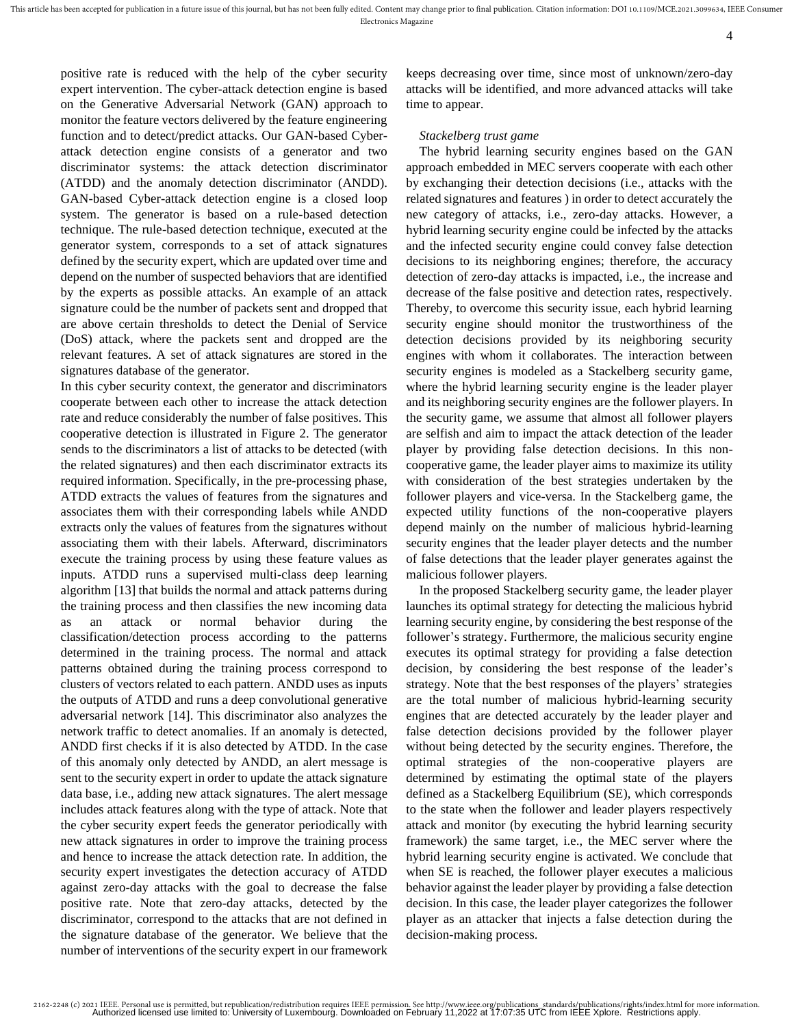positive rate is reduced with the help of the cyber security expert intervention. The cyber-attack detection engine is based on the Generative Adversarial Network (GAN) approach to monitor the feature vectors delivered by the feature engineering function and to detect/predict attacks. Our GAN-based Cyber-attack detection engine consists of a generator and two discriminator systems: the attack detection discriminator (ATDD) and the anomaly detection discriminator (ANDD). GAN-based Cyber-attack detection engine is a closed loop system. The generator is based on a rule-based detection technique. The rule-based detection technique, executed at the generator system, corresponds to a set of attack signatures defined by the security expert, which are updated over time and depend on the number of suspected behaviors that are identified by the experts as possible attacks. An example of an attack signature could be the number of packets sent and dropped that are above certain thresholds to detect the Denial of Service (DoS) attack, where the packets sent and dropped are the relevant features. A set of attack signatures are stored in the signatures database of the generator.

In this cyber security context, the generator and discriminators cooperate between each other to increase the attack detection rate and reduce considerably the number of false positives. This cooperative detection is illustrated in Figure 2. The generator sends to the discriminators a list of attacks to be detected (with the related signatures) and then each discriminator extracts its required information. Specifically, in the pre-processing phase, ATDD extracts the values of features from the signatures and associates them with their corresponding labels while ANDD extracts only the values of features from the signatures without associating them with their labels. Afterward, discriminators execute the training process by using these feature values as inputs. ATDD runs a supervised multi-class deep learning algorithm [13] that builds the normal and attack patterns during the training process and then classifies the new incoming data as an attack or normal behavior during the classification/detection process according to the patterns determined in the training process. The normal and attack patterns obtained during the training process correspond to clusters of vectors related to each pattern. ANDD uses as inputs the outputs of ATDD and runs a deep convolutional generative adversarial network [14]. This discriminator also analyzes the network traffic to detect anomalies. If an anomaly is detected, ANDD first checks if it is also detected by ATDD. In the case of this anomaly only detected by ANDD, an alert message is sent to the security expert in order to update the attack signature data base, i.e., adding new attack signatures. The alert message includes attack features along with the type of attack. Note that the cyber security expert feeds the generator periodically with new attack signatures in order to improve the training process and hence to increase the attack detection rate. In addition, the security expert investigates the detection accuracy of ATDD against zero-day attacks with the goal to decrease the false positive rate. Note that zero-day attacks, detected by the discriminator, correspond to the attacks that are not defined in the signature database of the generator. We believe that the number of interventions of the security expert in our framework keeps decreasing over time, since most of unknown/zero-day attacks will be identified, and more advanced attacks will take time to appear.

*Stackelberg trust game*

The hybrid learning security engines based on the GAN approach embedded in MEC servers cooperate with each other by exchanging their detection decisions (i.e., attacks with the related signatures and features ) in order to detect accurately the new category of attacks, i.e., zero-day attacks. However, a hybrid learning security engine could be infected by the attacks and the infected security engine could convey false detection decisions to its neighboring engines; therefore, the accuracy detection of zero-day attacks is impacted, i.e., the increase and decrease of the false positive and detection rates, respectively. Thereby, to overcome this security issue, each hybrid learning security engine should monitor the trustworthiness of the detection decisions provided by its neighboring security engines with whom it collaborates. The interaction between security engines is modeled as a Stackelberg security game, where the hybrid learning security engine is the leader player and its neighboring security engines are the follower players. In the security game, we assume that almost all follower players are selfish and aim to impact the attack detection of the leader player by providing false detection decisions. In this non-cooperative game, the leader player aims to maximize its utility with consideration of the best strategies undertaken by the follower players and vice-versa. In the Stackelberg game, the expected utility functions of the non-cooperative players depend mainly on the number of malicious hybrid-learning security engines that the leader player detects and the number of false detections that the leader player generates against the malicious follower players.

In the proposed Stackelberg security game, the leader player launches its optimal strategy for detecting the malicious hybrid learning security engine, by considering the best response of the follower's strategy. Furthermore, the malicious security engine executes its optimal strategy for providing a false detection decision, by considering the best response of the leader's strategy. Note that the best responses of the players' strategies are the total number of malicious hybrid-learning security engines that are detected accurately by the leader player and false detection decisions provided by the follower player without being detected by the security engines. Therefore, the optimal strategies of the non-cooperative players are determined by estimating the optimal state of the players defined as a Stackelberg Equilibrium (SE), which corresponds to the state when the follower and leader players respectively attack and monitor (by executing the hybrid learning security framework) the same target, i.e., the MEC server where the hybrid learning security engine is activated. We conclude that when SE is reached, the follower player executes a malicious behavior against the leader player by providing a false detection decision. In this case, the leader player categorizes the follower player as an attacker that injects a false detection during the decision-making process.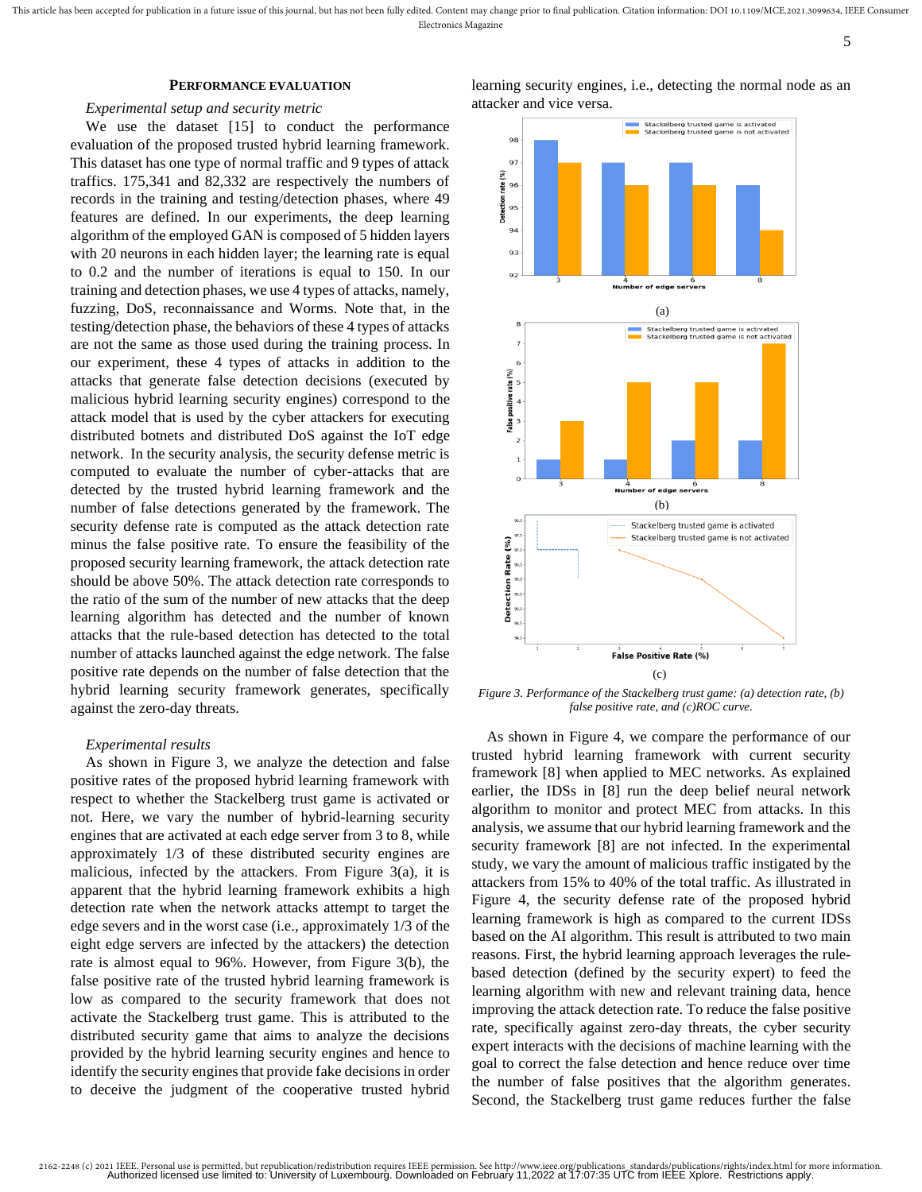## PERFORMANCE EVALUATION

### *Experimental setup and security metric*

We use the dataset [15] to conduct the performance evaluation of the proposed trusted hybrid learning framework. This dataset has one type of normal traffic and 9 types of attack traffics. 175,341 and 82,332 are respectively the numbers of records in the training and testing/detection phases, where 49 features are defined. In our experiments, the deep learning algorithm of the employed GAN is composed of 5 hidden layers with 20 neurons in each hidden layer; the learning rate is equal to 0.2 and the number of iterations is equal to 150. In our training and detection phases, we use 4 types of attacks, namely, fuzzing, DoS, reconnaissance and Worms. Note that, in the testing/detection phase, the behaviors of these 4 types of attacks are not the same as those used during the training process. In our experiment, these 4 types of attacks in addition to the attacks that generate false detection decisions (executed by malicious hybrid learning security engines) correspond to the attack model that is used by the cyber attackers for executing distributed botnets and distributed DoS against the IoT edge network. In the security analysis, the security defense metric is computed to evaluate the number of cyber-attacks that are detected by the trusted hybrid learning framework and the number of false detections generated by the framework. The security defense rate is computed as the attack detection rate minus the false positive rate. To ensure the feasibility of the proposed security learning framework, the attack detection rate should be above 50%. The attack detection rate corresponds to the ratio of the sum of the number of new attacks that the deep learning algorithm has detected and the number of known attacks that the rule-based detection has detected to the total number of attacks launched against the edge network. The false positive rate depends on the number of false detection that the hybrid learning security framework generates, specifically against the zero-day threats.

### *Experimental results*

As shown in Figure 3, we analyze the detection and false positive rates of the proposed hybrid learning framework with respect to whether the Stackelberg trust game is activated or not. Here, we vary the number of hybrid-learning security engines that are activated at each edge server from 3 to 8, while approximately 1/3 of these distributed security engines are malicious, infected by the attackers. From Figure 3(a), it is apparent that the hybrid learning framework exhibits a high detection rate when the network attacks attempt to target the edge severs and in the worst case (i.e., approximately 1/3 of the eight edge servers are infected by the attackers) the detection rate is almost equal to 96%. However, from Figure 3(b), the false positive rate of the trusted hybrid learning framework is low as compared to the security framework that does not activate the Stackelberg trust game. This is attributed to the distributed security game that aims to analyze the decisions provided by the hybrid learning security engines and hence to identify the security engines that provide fake decisions in order to deceive the judgment of the cooperative trusted hybrid learning security engines, i.e., detecting the normal node as an attacker and vice versa.

*Figure 3. Performance of the Stackelberg trust game: (a) detection rate, (b) false positive rate, and (c)ROC curve.*

As shown in Figure 4, we compare the performance of our trusted hybrid learning framework with current security framework [8] when applied to MEC networks. As explained earlier, the IDSs in [8] run the deep belief neural network algorithm to monitor and protect MEC from attacks. In this analysis, we assume that our hybrid learning framework and the security framework [8] are not infected. In the experimental study, we vary the amount of malicious traffic instigated by the attackers from 15% to 40% of the total traffic. As illustrated in Figure 4, the security defense rate of the proposed hybrid learning framework is high as compared to the current IDSs based on the AI algorithm. This result is attributed to two main reasons. First, the hybrid learning approach leverages the rule-based detection (defined by the security expert) to feed the learning algorithm with new and relevant training data, hence improving the attack detection rate. To reduce the false positive rate, specifically against zero-day threats, the cyber security expert interacts with the decisions of machine learning with the goal to correct the false detection and hence reduce over time the number of false positives that the algorithm generates. Second, the Stackelberg trust game reduces further the false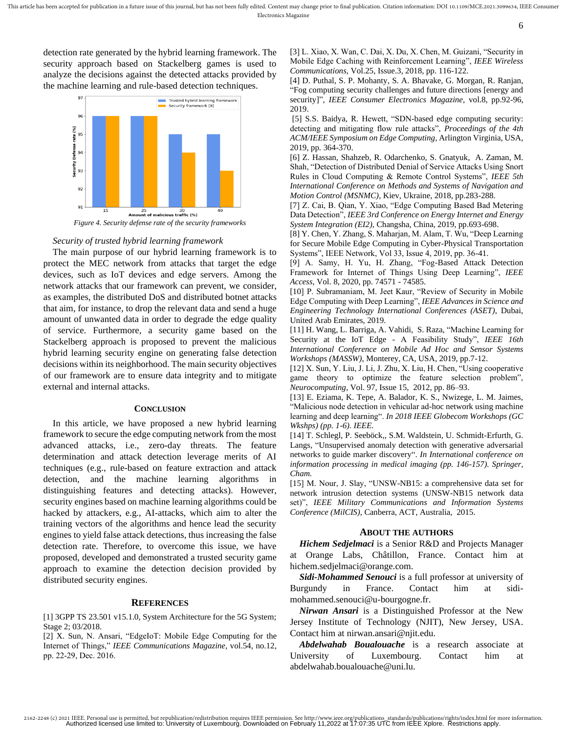detection rate generated by the hybrid learning framework. The security approach based on Stackelberg games is used to analyze the decisions against the detected attacks provided by the machine learning and rule-based detection techniques.

97
96
95
94
93
92
91
Security Defense rate (%)
15
25
30
40
Amount of malicious traffic (%)
Trusted hybrid learning framework
Security framework [8]

*Figure 4. Security defense rate of the security frameworks*

*Security of trusted hybrid learning framework*

The main purpose of our hybrid learning framework is to protect the MEC network from attacks that target the edge devices, such as IoT devices and edge servers. Among the network attacks that our framework can prevent, we consider, as examples, the distributed DoS and distributed botnet attacks that aim, for instance, to drop the relevant data and send a huge amount of unwanted data in order to degrade the edge quality of service. Furthermore, a security game based on the Stackelberg approach is proposed to prevent the malicious hybrid learning security engine on generating false detection decisions within its neighborhood. The main security objectives of our framework are to ensure data integrity and to mitigate external and internal attacks.

## CONCLUSION

In this article, we have proposed a new hybrid learning framework to secure the edge computing network from the most advanced attacks, i.e., zero-day threats. The feature determination and attack detection leverage merits of AI techniques (e.g., rule-based on feature extraction and attack detection, and the machine learning algorithms in distinguishing features and detecting attacks). However, security engines based on machine learning algorithms could be hacked by attackers, e.g., AI-attacks, which aim to alter the training vectors of the algorithms and hence lead the security engines to yield false attack detections, thus increasing the false detection rate. Therefore, to overcome this issue, we have proposed, developed and demonstrated a trusted security game approach to examine the detection decision provided by distributed security engines.

## REFERENCES

[1] 3GPP TS 23.501 v15.1.0, System Architecture for the 5G System; Stage 2; 03/2018.

[2] X. Sun, N. Ansari, "EdgeIoT: Mobile Edge Computing for the Internet of Things," *IEEE Communications Magazine*, vol.54, no.12, pp. 22-29, Dec. 2016.

[3] L. Xiao, X. Wan, C. Dai, X. Du, X. Chen, M. Guizani, "Security in Mobile Edge Caching with Reinforcement Learning", *IEEE Wireless Communications*, Vol.25, Issue.3, 2018, pp. 116-122.

[4] D. Puthal, S. P. Mohanty, S. A. Bhavake, G. Morgan, R. Ranjan, "Fog computing security challenges and future directions [energy and security]", *IEEE Consumer Electronics Magazine*, vol.8, pp.92-96, 2019.

[5] S.S. Baidya, R. Hewett, "SDN-based edge computing security: detecting and mitigating flow rule attacks", *Proceedings of the 4th ACM/IEEE Symposium on Edge Computing*, Arlington Virginia, USA, 2019, pp. 364-370.

[6] Z. Hassan, Shahzeb, R. Odarchenko, S. Gnatyuk, A. Zaman, M. Shah, "Detection of Distributed Denial of Service Attacks Using Snort Rules in Cloud Computing & Remote Control Systems", *IEEE 5th International Conference on Methods and Systems of Navigation and Motion Control (MSNMC)*, Kiev, Ukraine, 2018, pp.283-288.

[7] Z. Cai, B. Qian, Y. Xiao, "Edge Computing Based Bad Metering Data Detection", *IEEE 3rd Conference on Energy Internet and Energy System Integration (EI2)*, Changsha, China, 2019, pp.693-698.

[8] Y. Chen, Y. Zhang, S. Maharjan, M. Alam, T. Wu, "Deep Learning for Secure Mobile Edge Computing in Cyber-Physical Transportation Systems", IEEE Network, Vol 33, Issue 4, 2019, pp. 36-41.

[9] A. Samy, H. Yu, H. Zhang, "Fog-Based Attack Detection Framework for Internet of Things Using Deep Learning", *IEEE Access*, Vol. 8, 2020, pp. 74571 - 74585.

[10] P. Subramaniam, M. Jeet Kaur, "Review of Security in Mobile Edge Computing with Deep Learning", *IEEE Advances in Science and Engineering Technology International Conferences (ASET)*, Dubai, United Arab Emirates, 2019.

[11] H. Wang, L. Barriga, A. Vahidi, S. Raza, "Machine Learning for Security at the IoT Edge - A Feasibility Study", *IEEE 16th International Conference on Mobile Ad Hoc and Sensor Systems Workshops (MASSW)*, Monterey, CA, USA, 2019, pp.7-12.

[12] X. Sun, Y. Liu, J. Li, J. Zhu, X. Liu, H. Chen, "Using cooperative game theory to optimize the feature selection problem", *Neurocomputing*, Vol. 97, Issue 15, 2012, pp. 86–93.

[13] E. Eziama, K. Tepe, A. Balador, K. S., Nwizege, L. M. Jaimes, "Malicious node detection in vehicular ad-hoc network using machine learning and deep learning". *In 2018 IEEE Globecom Workshops (GC Wkshps) (pp. 1-6). IEEE.*

[14] T. Schlegl, P. Seeböck,, S.M. Waldstein, U. Schmidt-Erfurth, G. Langs, "Unsupervised anomaly detection with generative adversarial networks to guide marker discovery". *In International conference on information processing in medical imaging (pp. 146-157). Springer, Cham.*

[15] M. Nour, J. Slay, "UNSW-NB15: a comprehensive data set for network intrusion detection systems (UNSW-NB15 network data set)", *IEEE Military Communications and Information Systems Conference (MilCIS)*, Canberra, ACT, Australia, 2015.

## ABOUT THE AUTHORS

***Hichem Sedjelmaci*** is a Senior R&D and Projects Manager at Orange Labs, Châtillon, France. Contact him at hichem.sedjelmaci@orange.com.

***Sidi-Mohammed Senouci*** is a full professor at university of Burgundy in France. Contact him at sidi-mohammed.senouci@u-bourgogne.fr.

***Nirwan Ansari*** is a Distinguished Professor at the New Jersey Institute of Technology (NJIT), New Jersey, USA. Contact him at nirwan.ansari@njit.edu.

***Abdelwahab Boualouache*** is a research associate at University of Luxembourg. Contact him at abdelwahab.boualouache@uni.lu.